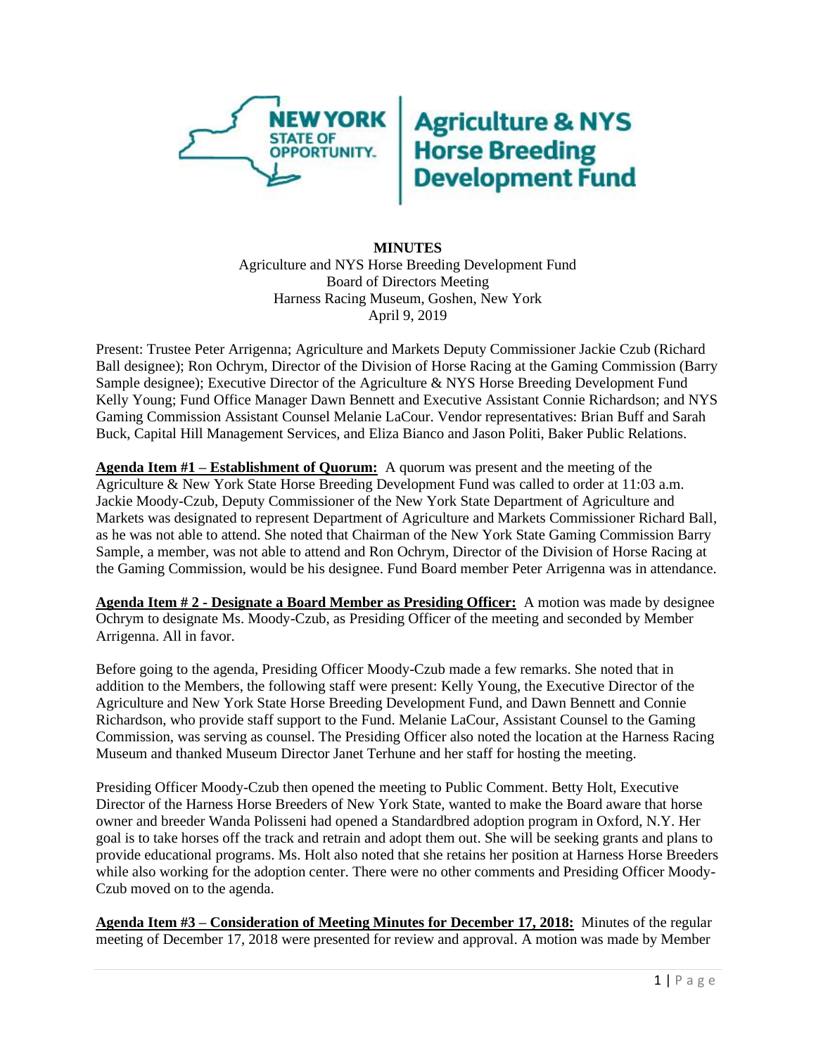**NEW YORK STATE OF OPPORTUNITY. | Agriculture & NYS Horse Breeding Development Fund**

**MINUTES**

Agriculture and NYS Horse Breeding Development Fund
Board of Directors Meeting
Harness Racing Museum, Goshen, New York
April 9, 2019

Present: Trustee Peter Arrigenna; Agriculture and Markets Deputy Commissioner Jackie Czub (Richard Ball designee); Ron Ochrym, Director of the Division of Horse Racing at the Gaming Commission (Barry Sample designee); Executive Director of the Agriculture & NYS Horse Breeding Development Fund Kelly Young; Fund Office Manager Dawn Bennett and Executive Assistant Connie Richardson; and NYS Gaming Commission Assistant Counsel Melanie LaCour. Vendor representatives: Brian Buff and Sarah Buck, Capital Hill Management Services, and Eliza Bianco and Jason Politi, Baker Public Relations.

**Agenda Item #1 – Establishment of Quorum:** A quorum was present and the meeting of the Agriculture & New York State Horse Breeding Development Fund was called to order at 11:03 a.m. Jackie Moody-Czub, Deputy Commissioner of the New York State Department of Agriculture and Markets was designated to represent Department of Agriculture and Markets Commissioner Richard Ball, as he was not able to attend. She noted that Chairman of the New York State Gaming Commission Barry Sample, a member, was not able to attend and Ron Ochrym, Director of the Division of Horse Racing at the Gaming Commission, would be his designee. Fund Board member Peter Arrigenna was in attendance.

**Agenda Item # 2 - Designate a Board Member as Presiding Officer:** A motion was made by designee Ochrym to designate Ms. Moody-Czub, as Presiding Officer of the meeting and seconded by Member Arrigenna. All in favor.

Before going to the agenda, Presiding Officer Moody-Czub made a few remarks. She noted that in addition to the Members, the following staff were present: Kelly Young, the Executive Director of the Agriculture and New York State Horse Breeding Development Fund, and Dawn Bennett and Connie Richardson, who provide staff support to the Fund. Melanie LaCour, Assistant Counsel to the Gaming Commission, was serving as counsel. The Presiding Officer also noted the location at the Harness Racing Museum and thanked Museum Director Janet Terhune and her staff for hosting the meeting.

Presiding Officer Moody-Czub then opened the meeting to Public Comment. Betty Holt, Executive Director of the Harness Horse Breeders of New York State, wanted to make the Board aware that horse owner and breeder Wanda Polisseni had opened a Standardbred adoption program in Oxford, N.Y. Her goal is to take horses off the track and retrain and adopt them out. She will be seeking grants and plans to provide educational programs. Ms. Holt also noted that she retains her position at Harness Horse Breeders while also working for the adoption center. There were no other comments and Presiding Officer Moody-Czub moved on to the agenda.

**Agenda Item #3 – Consideration of Meeting Minutes for December 17, 2018:** Minutes of the regular meeting of December 17, 2018 were presented for review and approval. A motion was made by Member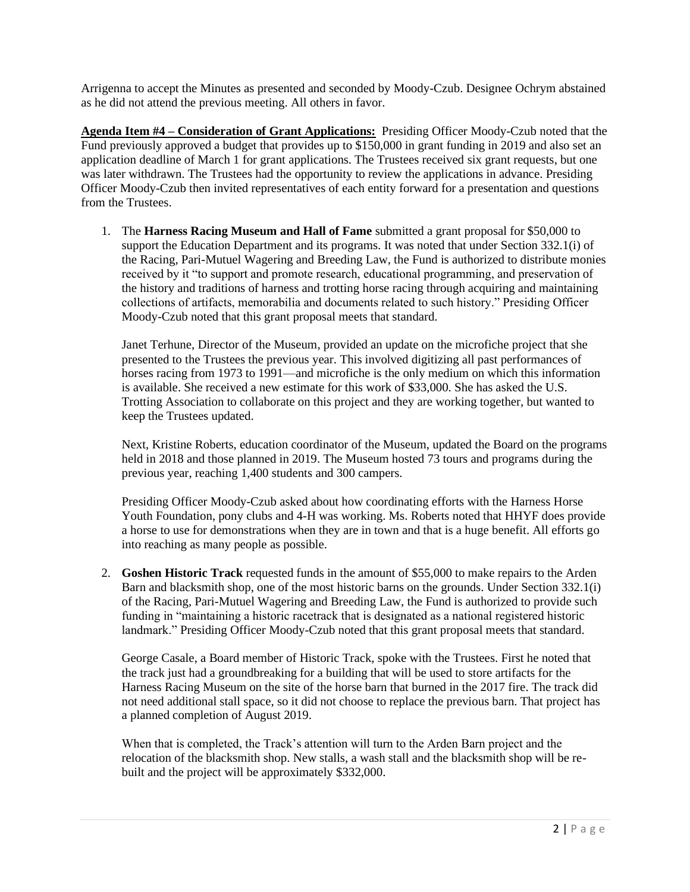Arrigenna to accept the Minutes as presented and seconded by Moody-Czub. Designee Ochrym abstained as he did not attend the previous meeting. All others in favor.

**Agenda Item #4 – Consideration of Grant Applications:** Presiding Officer Moody-Czub noted that the Fund previously approved a budget that provides up to $150,000 in grant funding in 2019 and also set an application deadline of March 1 for grant applications. The Trustees received six grant requests, but one was later withdrawn. The Trustees had the opportunity to review the applications in advance. Presiding Officer Moody-Czub then invited representatives of each entity forward for a presentation and questions from the Trustees.

1. The **Harness Racing Museum and Hall of Fame** submitted a grant proposal for $50,000 to support the Education Department and its programs. It was noted that under Section 332.1(i) of the Racing, Pari-Mutuel Wagering and Breeding Law, the Fund is authorized to distribute monies received by it "to support and promote research, educational programming, and preservation of the history and traditions of harness and trotting horse racing through acquiring and maintaining collections of artifacts, memorabilia and documents related to such history." Presiding Officer Moody-Czub noted that this grant proposal meets that standard.

   Janet Terhune, Director of the Museum, provided an update on the microfiche project that she presented to the Trustees the previous year. This involved digitizing all past performances of horses racing from 1973 to 1991—and microfiche is the only medium on which this information is available. She received a new estimate for this work of $33,000. She has asked the U.S. Trotting Association to collaborate on this project and they are working together, but wanted to keep the Trustees updated.

   Next, Kristine Roberts, education coordinator of the Museum, updated the Board on the programs held in 2018 and those planned in 2019. The Museum hosted 73 tours and programs during the previous year, reaching 1,400 students and 300 campers.

   Presiding Officer Moody-Czub asked about how coordinating efforts with the Harness Horse Youth Foundation, pony clubs and 4-H was working. Ms. Roberts noted that HHYF does provide a horse to use for demonstrations when they are in town and that is a huge benefit. All efforts go into reaching as many people as possible.

2. **Goshen Historic Track** requested funds in the amount of $55,000 to make repairs to the Arden Barn and blacksmith shop, one of the most historic barns on the grounds. Under Section 332.1(i) of the Racing, Pari-Mutuel Wagering and Breeding Law, the Fund is authorized to provide such funding in "maintaining a historic racetrack that is designated as a national registered historic landmark." Presiding Officer Moody-Czub noted that this grant proposal meets that standard.

   George Casale, a Board member of Historic Track, spoke with the Trustees. First he noted that the track just had a groundbreaking for a building that will be used to store artifacts for the Harness Racing Museum on the site of the horse barn that burned in the 2017 fire. The track did not need additional stall space, so it did not choose to replace the previous barn. That project has a planned completion of August 2019.

   When that is completed, the Track's attention will turn to the Arden Barn project and the relocation of the blacksmith shop. New stalls, a wash stall and the blacksmith shop will be re-built and the project will be approximately $332,000.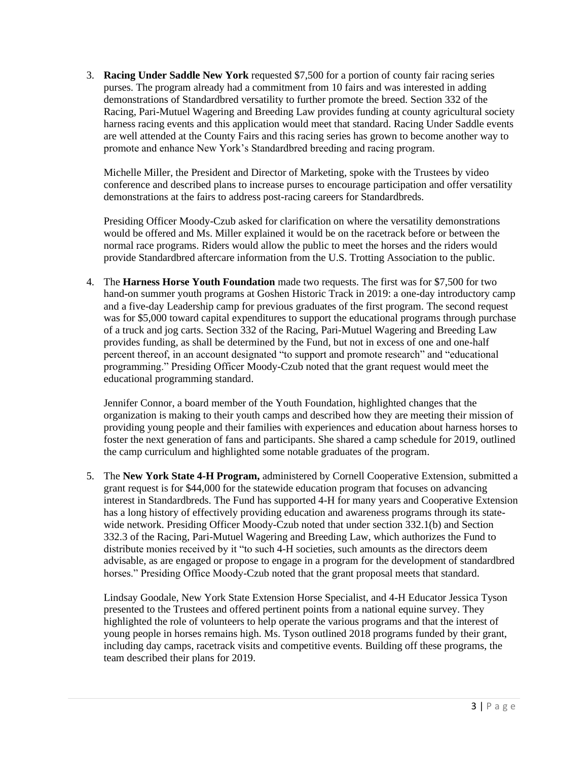3. **Racing Under Saddle New York** requested $7,500 for a portion of county fair racing series purses. The program already had a commitment from 10 fairs and was interested in adding demonstrations of Standardbred versatility to further promote the breed. Section 332 of the Racing, Pari-Mutuel Wagering and Breeding Law provides funding at county agricultural society harness racing events and this application would meet that standard. Racing Under Saddle events are well attended at the County Fairs and this racing series has grown to become another way to promote and enhance New York's Standardbred breeding and racing program.

   Michelle Miller, the President and Director of Marketing, spoke with the Trustees by video conference and described plans to increase purses to encourage participation and offer versatility demonstrations at the fairs to address post-racing careers for Standardbreds.

   Presiding Officer Moody-Czub asked for clarification on where the versatility demonstrations would be offered and Ms. Miller explained it would be on the racetrack before or between the normal race programs. Riders would allow the public to meet the horses and the riders would provide Standardbred aftercare information from the U.S. Trotting Association to the public.

4. The **Harness Horse Youth Foundation** made two requests. The first was for $7,500 for two hand-on summer youth programs at Goshen Historic Track in 2019: a one-day introductory camp and a five-day Leadership camp for previous graduates of the first program. The second request was for $5,000 toward capital expenditures to support the educational programs through purchase of a truck and jog carts. Section 332 of the Racing, Pari-Mutuel Wagering and Breeding Law provides funding, as shall be determined by the Fund, but not in excess of one and one-half percent thereof, in an account designated "to support and promote research" and "educational programming." Presiding Officer Moody-Czub noted that the grant request would meet the educational programming standard.

   Jennifer Connor, a board member of the Youth Foundation, highlighted changes that the organization is making to their youth camps and described how they are meeting their mission of providing young people and their families with experiences and education about harness horses to foster the next generation of fans and participants. She shared a camp schedule for 2019, outlined the camp curriculum and highlighted some notable graduates of the program.

5. The **New York State 4-H Program,** administered by Cornell Cooperative Extension, submitted a grant request is for $44,000 for the statewide education program that focuses on advancing interest in Standardbreds. The Fund has supported 4-H for many years and Cooperative Extension has a long history of effectively providing education and awareness programs through its state-wide network. Presiding Officer Moody-Czub noted that under section 332.1(b) and Section 332.3 of the Racing, Pari-Mutuel Wagering and Breeding Law, which authorizes the Fund to distribute monies received by it "to such 4-H societies, such amounts as the directors deem advisable, as are engaged or propose to engage in a program for the development of standardbred horses." Presiding Office Moody-Czub noted that the grant proposal meets that standard.

   Lindsay Goodale, New York State Extension Horse Specialist, and 4-H Educator Jessica Tyson presented to the Trustees and offered pertinent points from a national equine survey. They highlighted the role of volunteers to help operate the various programs and that the interest of young people in horses remains high. Ms. Tyson outlined 2018 programs funded by their grant, including day camps, racetrack visits and competitive events. Building off these programs, the team described their plans for 2019.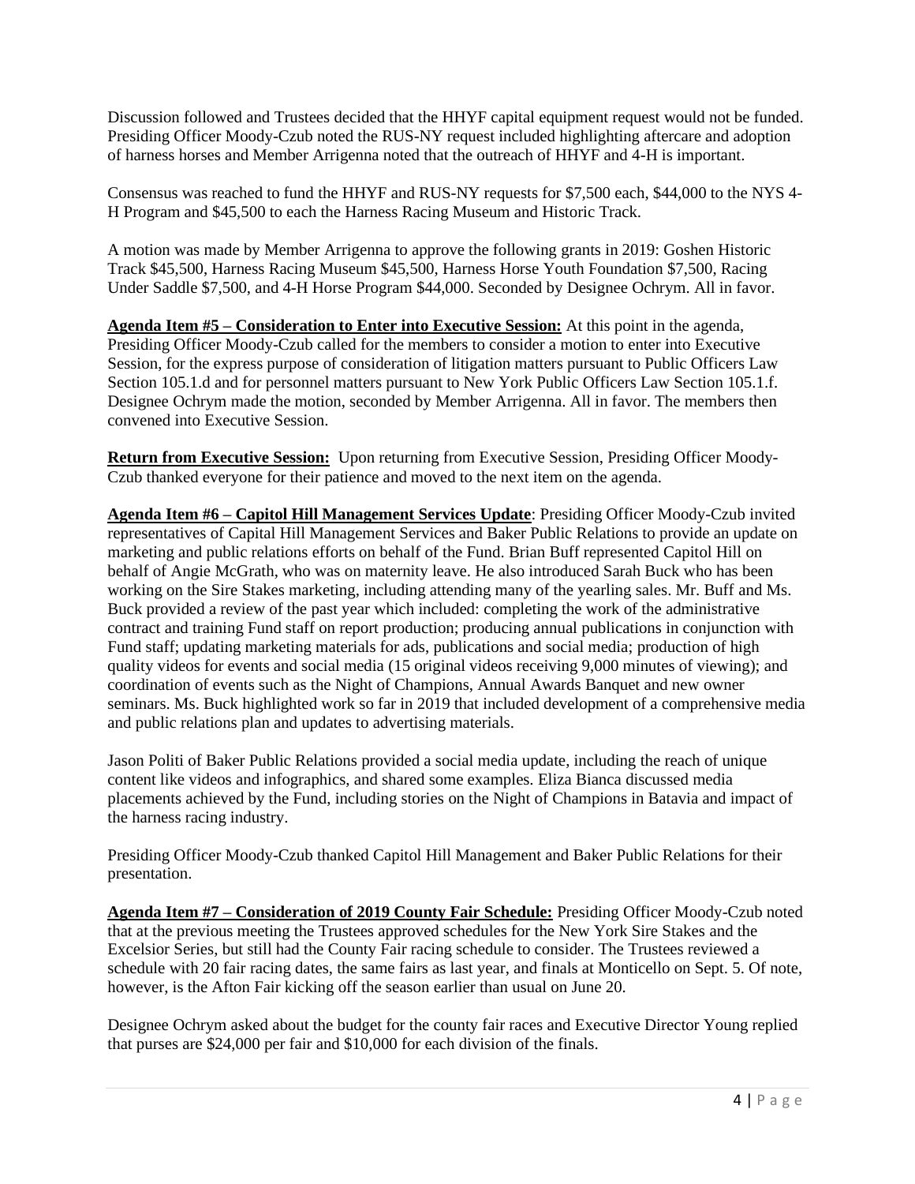Discussion followed and Trustees decided that the HHYF capital equipment request would not be funded. Presiding Officer Moody-Czub noted the RUS-NY request included highlighting aftercare and adoption of harness horses and Member Arrigenna noted that the outreach of HHYF and 4-H is important.

Consensus was reached to fund the HHYF and RUS-NY requests for $7,500 each, $44,000 to the NYS 4-H Program and $45,500 to each the Harness Racing Museum and Historic Track.

A motion was made by Member Arrigenna to approve the following grants in 2019: Goshen Historic Track $45,500, Harness Racing Museum $45,500, Harness Horse Youth Foundation $7,500, Racing Under Saddle $7,500, and 4-H Horse Program $44,000. Seconded by Designee Ochrym. All in favor.

**Agenda Item #5 – Consideration to Enter into Executive Session:** At this point in the agenda, Presiding Officer Moody-Czub called for the members to consider a motion to enter into Executive Session, for the express purpose of consideration of litigation matters pursuant to Public Officers Law Section 105.1.d and for personnel matters pursuant to New York Public Officers Law Section 105.1.f. Designee Ochrym made the motion, seconded by Member Arrigenna. All in favor. The members then convened into Executive Session.

**Return from Executive Session:** Upon returning from Executive Session, Presiding Officer Moody-Czub thanked everyone for their patience and moved to the next item on the agenda.

**Agenda Item #6 – Capitol Hill Management Services Update**: Presiding Officer Moody-Czub invited representatives of Capital Hill Management Services and Baker Public Relations to provide an update on marketing and public relations efforts on behalf of the Fund. Brian Buff represented Capitol Hill on behalf of Angie McGrath, who was on maternity leave. He also introduced Sarah Buck who has been working on the Sire Stakes marketing, including attending many of the yearling sales. Mr. Buff and Ms. Buck provided a review of the past year which included: completing the work of the administrative contract and training Fund staff on report production; producing annual publications in conjunction with Fund staff; updating marketing materials for ads, publications and social media; production of high quality videos for events and social media (15 original videos receiving 9,000 minutes of viewing); and coordination of events such as the Night of Champions, Annual Awards Banquet and new owner seminars. Ms. Buck highlighted work so far in 2019 that included development of a comprehensive media and public relations plan and updates to advertising materials.

Jason Politi of Baker Public Relations provided a social media update, including the reach of unique content like videos and infographics, and shared some examples. Eliza Bianca discussed media placements achieved by the Fund, including stories on the Night of Champions in Batavia and impact of the harness racing industry.

Presiding Officer Moody-Czub thanked Capitol Hill Management and Baker Public Relations for their presentation.

**Agenda Item #7 – Consideration of 2019 County Fair Schedule:** Presiding Officer Moody-Czub noted that at the previous meeting the Trustees approved schedules for the New York Sire Stakes and the Excelsior Series, but still had the County Fair racing schedule to consider. The Trustees reviewed a schedule with 20 fair racing dates, the same fairs as last year, and finals at Monticello on Sept. 5. Of note, however, is the Afton Fair kicking off the season earlier than usual on June 20.

Designee Ochrym asked about the budget for the county fair races and Executive Director Young replied that purses are $24,000 per fair and $10,000 for each division of the finals.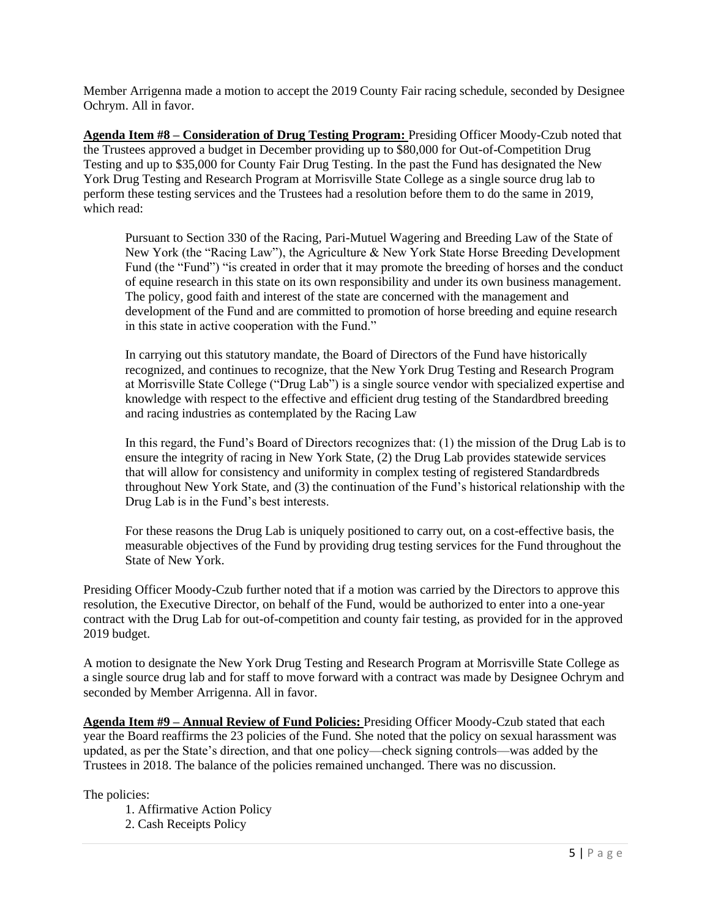Member Arrigenna made a motion to accept the 2019 County Fair racing schedule, seconded by Designee Ochrym. All in favor.

**Agenda Item #8 – Consideration of Drug Testing Program:** Presiding Officer Moody-Czub noted that the Trustees approved a budget in December providing up to $80,000 for Out-of-Competition Drug Testing and up to $35,000 for County Fair Drug Testing. In the past the Fund has designated the New York Drug Testing and Research Program at Morrisville State College as a single source drug lab to perform these testing services and the Trustees had a resolution before them to do the same in 2019, which read:

> Pursuant to Section 330 of the Racing, Pari-Mutuel Wagering and Breeding Law of the State of New York (the "Racing Law"), the Agriculture & New York State Horse Breeding Development Fund (the "Fund") "is created in order that it may promote the breeding of horses and the conduct of equine research in this state on its own responsibility and under its own business management. The policy, good faith and interest of the state are concerned with the management and development of the Fund and are committed to promotion of horse breeding and equine research in this state in active cooperation with the Fund."
>
> In carrying out this statutory mandate, the Board of Directors of the Fund have historically recognized, and continues to recognize, that the New York Drug Testing and Research Program at Morrisville State College ("Drug Lab") is a single source vendor with specialized expertise and knowledge with respect to the effective and efficient drug testing of the Standardbred breeding and racing industries as contemplated by the Racing Law
>
> In this regard, the Fund's Board of Directors recognizes that: (1) the mission of the Drug Lab is to ensure the integrity of racing in New York State, (2) the Drug Lab provides statewide services that will allow for consistency and uniformity in complex testing of registered Standardbreds throughout New York State, and (3) the continuation of the Fund's historical relationship with the Drug Lab is in the Fund's best interests.
>
> For these reasons the Drug Lab is uniquely positioned to carry out, on a cost-effective basis, the measurable objectives of the Fund by providing drug testing services for the Fund throughout the State of New York.

Presiding Officer Moody-Czub further noted that if a motion was carried by the Directors to approve this resolution, the Executive Director, on behalf of the Fund, would be authorized to enter into a one-year contract with the Drug Lab for out-of-competition and county fair testing, as provided for in the approved 2019 budget.

A motion to designate the New York Drug Testing and Research Program at Morrisville State College as a single source drug lab and for staff to move forward with a contract was made by Designee Ochrym and seconded by Member Arrigenna. All in favor.

**Agenda Item #9 – Annual Review of Fund Policies:** Presiding Officer Moody-Czub stated that each year the Board reaffirms the 23 policies of the Fund. She noted that the policy on sexual harassment was updated, as per the State's direction, and that one policy—check signing controls—was added by the Trustees in 2018. The balance of the policies remained unchanged. There was no discussion.

The policies:

1. Affirmative Action Policy
2. Cash Receipts Policy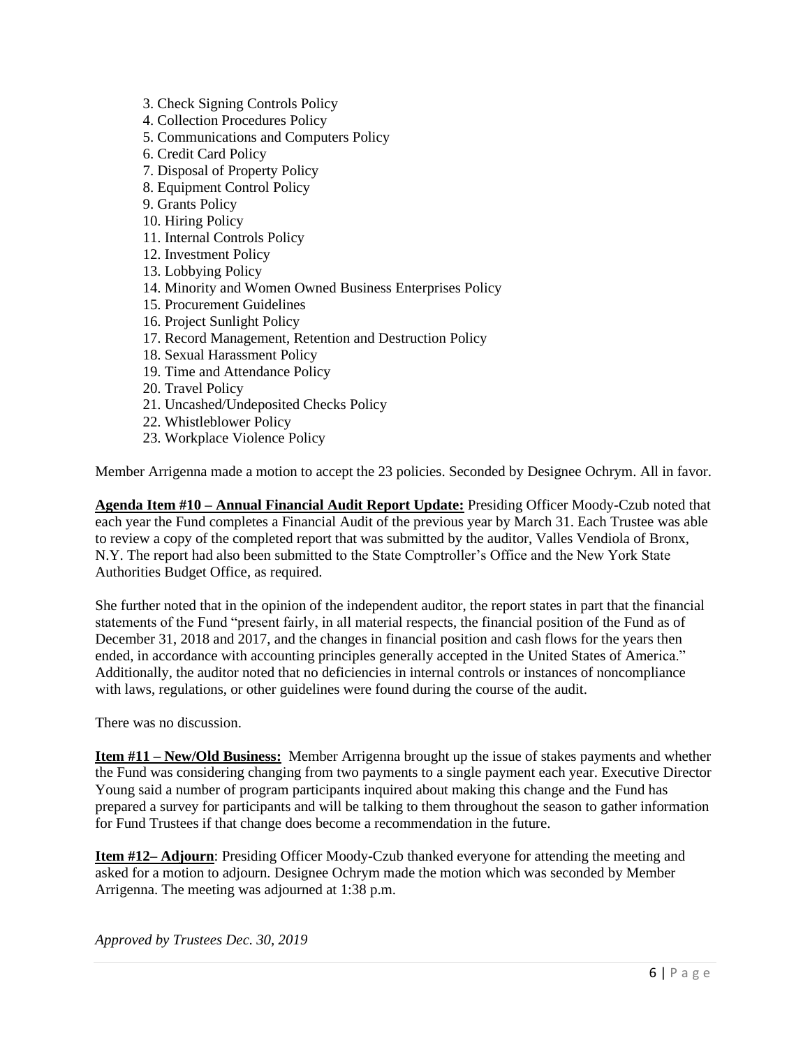3. Check Signing Controls Policy
4. Collection Procedures Policy
5. Communications and Computers Policy
6. Credit Card Policy
7. Disposal of Property Policy
8. Equipment Control Policy
9. Grants Policy
10. Hiring Policy
11. Internal Controls Policy
12. Investment Policy
13. Lobbying Policy
14. Minority and Women Owned Business Enterprises Policy
15. Procurement Guidelines
16. Project Sunlight Policy
17. Record Management, Retention and Destruction Policy
18. Sexual Harassment Policy
19. Time and Attendance Policy
20. Travel Policy
21. Uncashed/Undeposited Checks Policy
22. Whistleblower Policy
23. Workplace Violence Policy

Member Arrigenna made a motion to accept the 23 policies. Seconded by Designee Ochrym. All in favor.

**Agenda Item #10 – Annual Financial Audit Report Update:** Presiding Officer Moody-Czub noted that each year the Fund completes a Financial Audit of the previous year by March 31. Each Trustee was able to review a copy of the completed report that was submitted by the auditor, Valles Vendiola of Bronx, N.Y. The report had also been submitted to the State Comptroller's Office and the New York State Authorities Budget Office, as required.

She further noted that in the opinion of the independent auditor, the report states in part that the financial statements of the Fund "present fairly, in all material respects, the financial position of the Fund as of December 31, 2018 and 2017, and the changes in financial position and cash flows for the years then ended, in accordance with accounting principles generally accepted in the United States of America." Additionally, the auditor noted that no deficiencies in internal controls or instances of noncompliance with laws, regulations, or other guidelines were found during the course of the audit.

There was no discussion.

**Item #11 – New/Old Business:** Member Arrigenna brought up the issue of stakes payments and whether the Fund was considering changing from two payments to a single payment each year. Executive Director Young said a number of program participants inquired about making this change and the Fund has prepared a survey for participants and will be talking to them throughout the season to gather information for Fund Trustees if that change does become a recommendation in the future.

**Item #12– Adjourn**: Presiding Officer Moody-Czub thanked everyone for attending the meeting and asked for a motion to adjourn. Designee Ochrym made the motion which was seconded by Member Arrigenna. The meeting was adjourned at 1:38 p.m.

*Approved by Trustees Dec. 30, 2019*